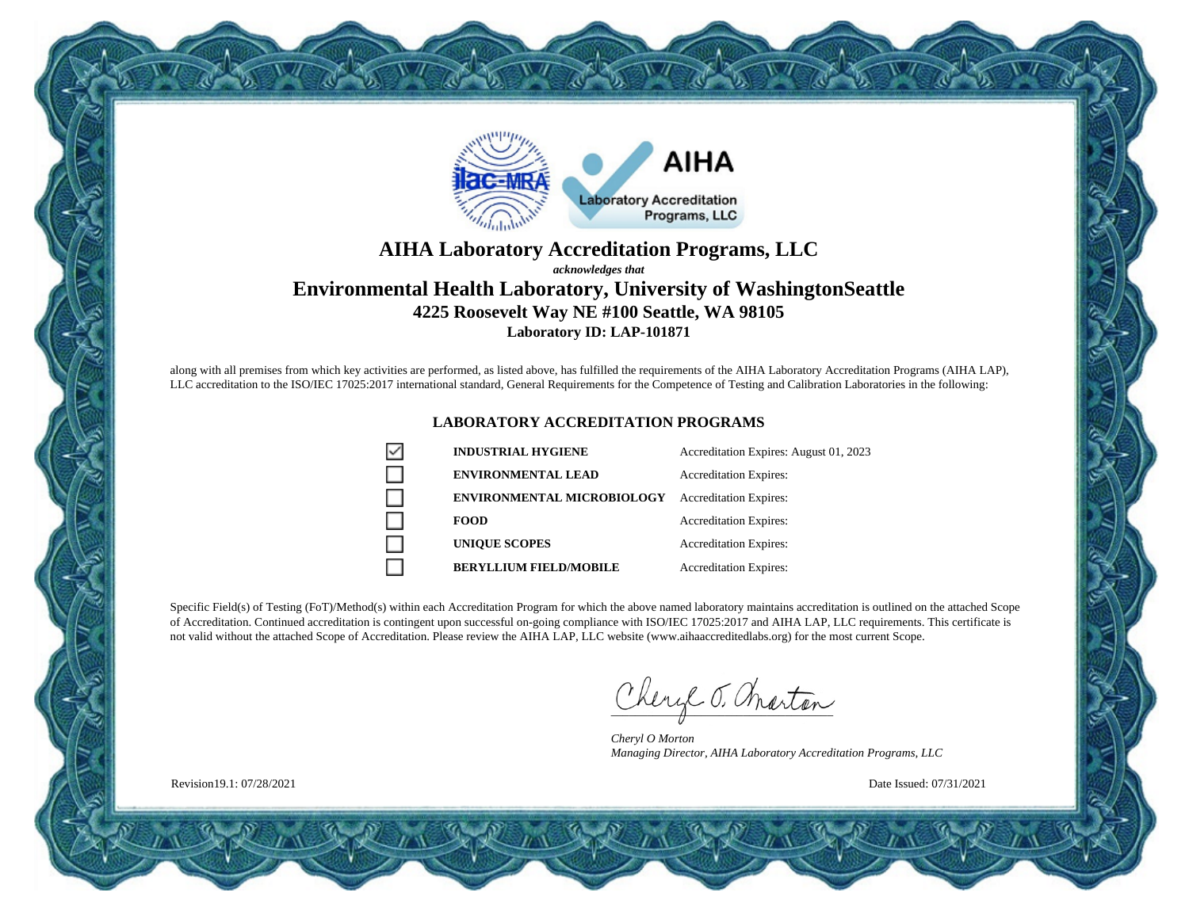# AIHA Laboratory Accreditation Programs, LLC

*acknowledges that*

## Environmental Health Laboratory, University of WashingtonSeattle

### 4225 Roosevelt Way NE #100 Seattle, WA 98105

**Laboratory ID: LAP-101871**

along with all premises from which key activities are performed, as listed above, has fulfilled the requirements of the AIHA Laboratory Accreditation Programs (AIHA LAP), LLC accreditation to the ISO/IEC 17025:2017 international standard, General Requirements for the Competence of Testing and Calibration Laboratories in the following:

### LABORATORY ACCREDITATION PROGRAMS

| | Program | Accreditation Expires |
|---|---|---|
| ☑ | **INDUSTRIAL HYGIENE** | Accreditation Expires: August 01, 2023 |
| ☐ | **ENVIRONMENTAL LEAD** | Accreditation Expires: |
| ☐ | **ENVIRONMENTAL MICROBIOLOGY** | Accreditation Expires: |
| ☐ | **FOOD** | Accreditation Expires: |
| ☐ | **UNIQUE SCOPES** | Accreditation Expires: |
| ☐ | **BERYLLIUM FIELD/MOBILE** | Accreditation Expires: |

Specific Field(s) of Testing (FoT)/Method(s) within each Accreditation Program for which the above named laboratory maintains accreditation is outlined on the attached Scope of Accreditation. Continued accreditation is contingent upon successful on-going compliance with ISO/IEC 17025:2017 and AIHA LAP, LLC requirements. This certificate is not valid without the attached Scope of Accreditation. Please review the AIHA LAP, LLC website (www.aihaaccreditedlabs.org) for the most current Scope.

*Cheryl O Morton*
*Managing Director, AIHA Laboratory Accreditation Programs, LLC*

Revision19.1: 07/28/2021

Date Issued: 07/31/2021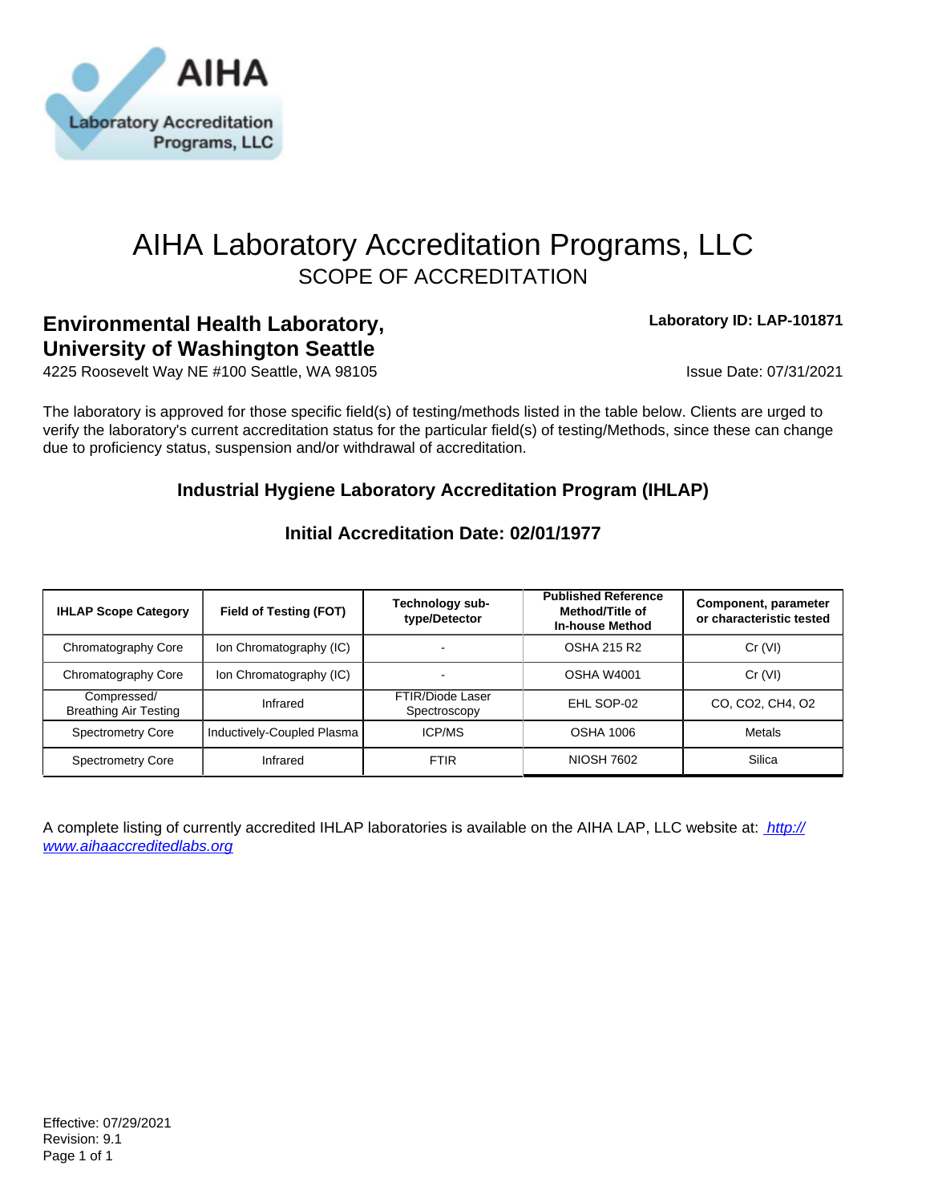# AIHA Laboratory Accreditation Programs, LLC

## SCOPE OF ACCREDITATION

**Environmental Health Laboratory, University of Washington Seattle**

**Laboratory ID: LAP-101871**

4225 Roosevelt Way NE #100 Seattle, WA 98105

Issue Date: 07/31/2021

The laboratory is approved for those specific field(s) of testing/methods listed in the table below. Clients are urged to verify the laboratory's current accreditation status for the particular field(s) of testing/Methods, since these can change due to proficiency status, suspension and/or withdrawal of accreditation.

### Industrial Hygiene Laboratory Accreditation Program (IHLAP)

### Initial Accreditation Date: 02/01/1977

| IHLAP Scope Category | Field of Testing (FOT) | Technology sub-type/Detector | Published Reference Method/Title of In-house Method | Component, parameter or characteristic tested |
|---|---|---|---|---|
| Chromatography Core | Ion Chromatography (IC) | - | OSHA 215 R2 | Cr (VI) |
| Chromatography Core | Ion Chromatography (IC) | - | OSHA W4001 | Cr (VI) |
| Compressed/ Breathing Air Testing | Infrared | FTIR/Diode Laser Spectroscopy | EHL SOP-02 | CO, $CO_2$, $CH_4$, $O_2$ |
| Spectrometry Core | Inductively-Coupled Plasma | ICP/MS | OSHA 1006 | Metals |
| Spectrometry Core | Infrared | FTIR | NIOSH 7602 | Silica |

A complete listing of currently accredited IHLAP laboratories is available on the AIHA LAP, LLC website at: [http://www.aihaaccreditedlabs.org](http://www.aihaaccreditedlabs.org)

Effective: 07/29/2021
Revision: 9.1